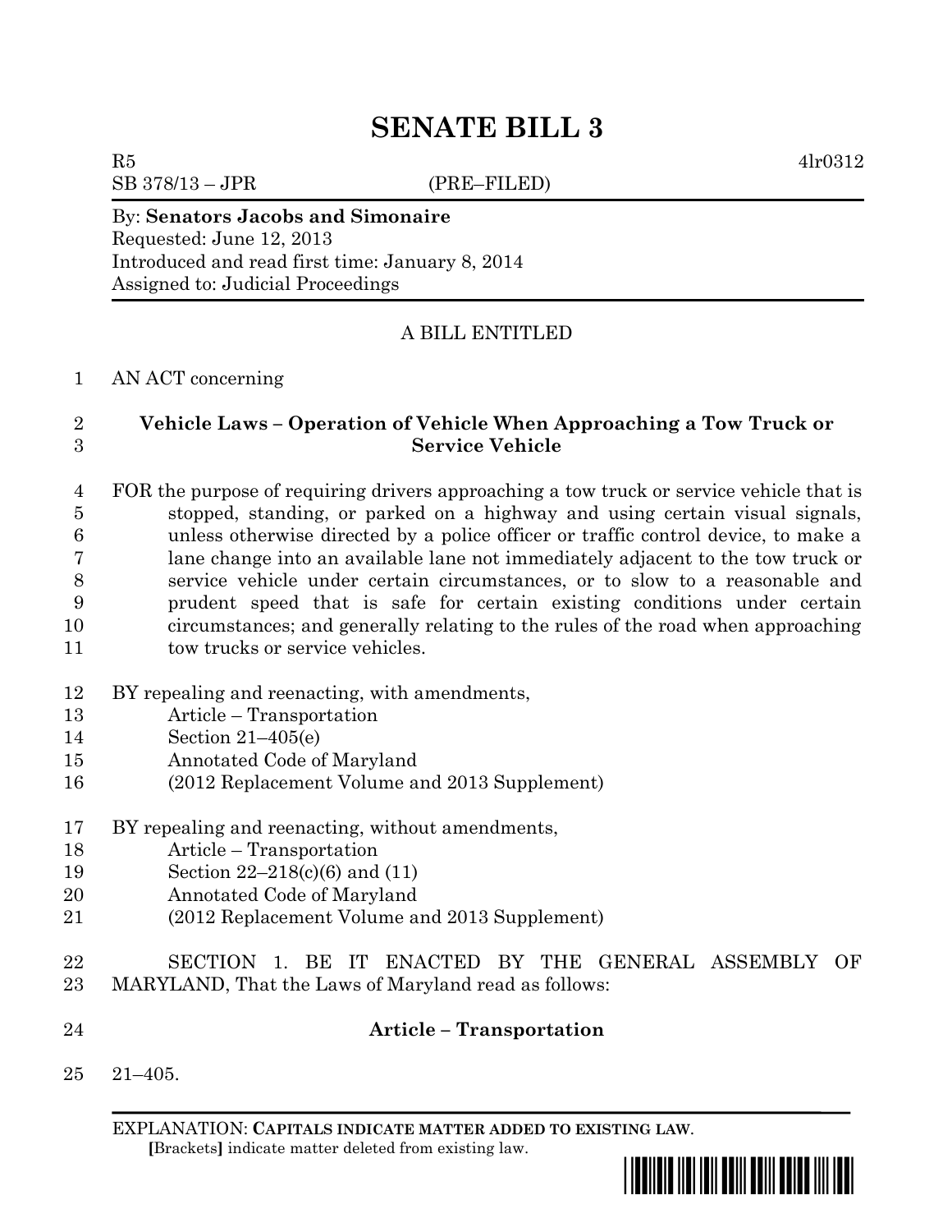# SENATE BILL 3

R5 4lr0312
SB 378/13 – JPR (PRE–FILED)

By: **Senators Jacobs and Simonaire**
Requested: June 12, 2013
Introduced and read first time: January 8, 2014
Assigned to: Judicial Proceedings

A BILL ENTITLED

1 AN ACT concerning

2 **Vehicle Laws – Operation of Vehicle When Approaching a Tow Truck or**
3 **Service Vehicle**

4 FOR the purpose of requiring drivers approaching a tow truck or service vehicle that is
5 stopped, standing, or parked on a highway and using certain visual signals,
6 unless otherwise directed by a police officer or traffic control device, to make a
7 lane change into an available lane not immediately adjacent to the tow truck or
8 service vehicle under certain circumstances, or to slow to a reasonable and
9 prudent speed that is safe for certain existing conditions under certain
10 circumstances; and generally relating to the rules of the road when approaching
11 tow trucks or service vehicles.

12 BY repealing and reenacting, with amendments,
13 Article – Transportation
14 Section 21–405(e)
15 Annotated Code of Maryland
16 (2012 Replacement Volume and 2013 Supplement)

17 BY repealing and reenacting, without amendments,
18 Article – Transportation
19 Section 22–218(c)(6) and (11)
20 Annotated Code of Maryland
21 (2012 Replacement Volume and 2013 Supplement)

22 SECTION 1. BE IT ENACTED BY THE GENERAL ASSEMBLY OF
23 MARYLAND, That the Laws of Maryland read as follows:

24 **Article – Transportation**

25 21–405.

EXPLANATION: **CAPITALS INDICATE MATTER ADDED TO EXISTING LAW.**
**[**Brackets**]** indicate matter deleted from existing law.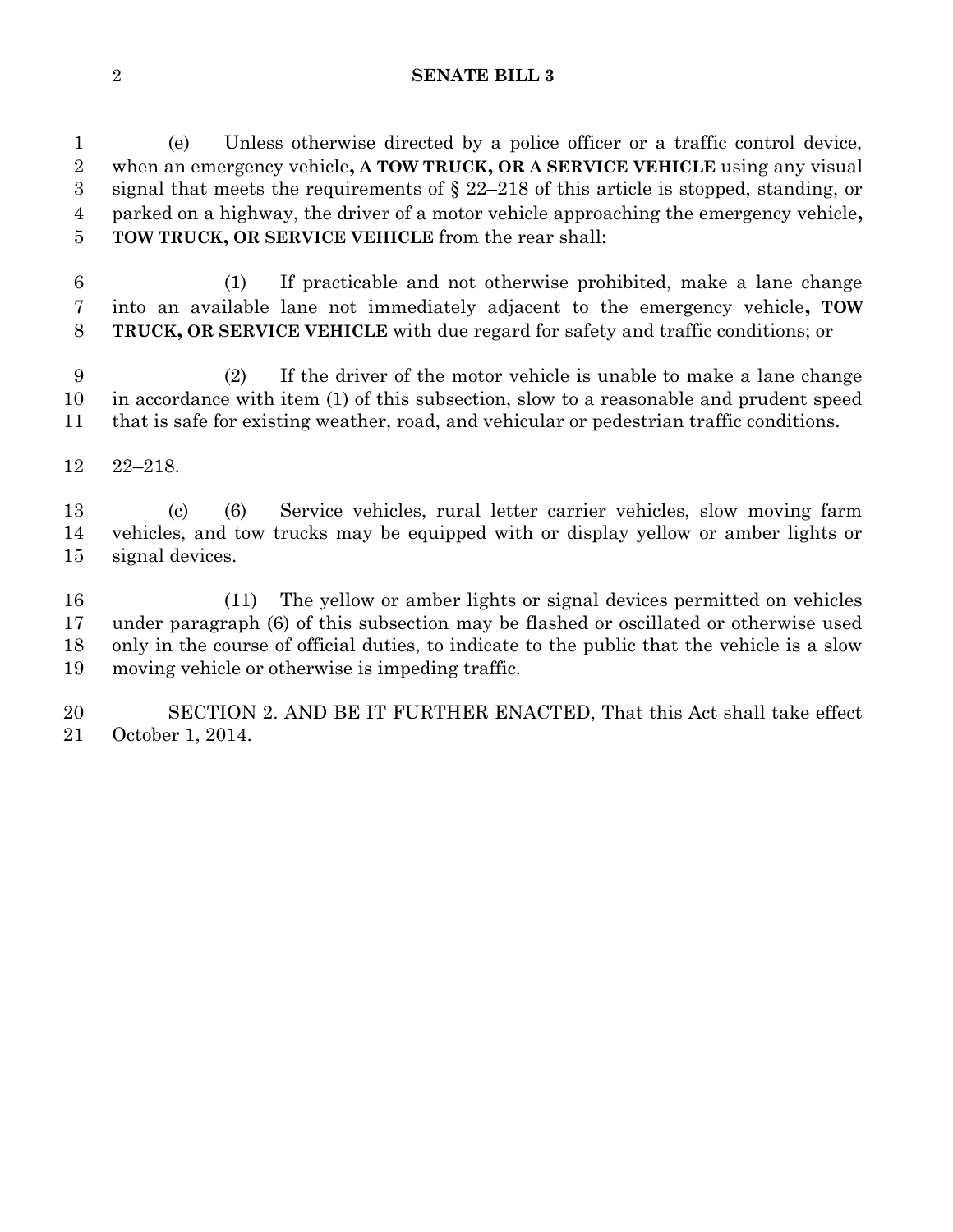(e) Unless otherwise directed by a police officer or a traffic control device, when an emergency vehicle**, A TOW TRUCK, OR A SERVICE VEHICLE** using any visual signal that meets the requirements of § 22–218 of this article is stopped, standing, or parked on a highway, the driver of a motor vehicle approaching the emergency vehicle**, TOW TRUCK, OR SERVICE VEHICLE** from the rear shall:

(1) If practicable and not otherwise prohibited, make a lane change into an available lane not immediately adjacent to the emergency vehicle**, TOW TRUCK, OR SERVICE VEHICLE** with due regard for safety and traffic conditions; or

(2) If the driver of the motor vehicle is unable to make a lane change in accordance with item (1) of this subsection, slow to a reasonable and prudent speed that is safe for existing weather, road, and vehicular or pedestrian traffic conditions.

22–218.

(c) (6) Service vehicles, rural letter carrier vehicles, slow moving farm vehicles, and tow trucks may be equipped with or display yellow or amber lights or signal devices.

(11) The yellow or amber lights or signal devices permitted on vehicles under paragraph (6) of this subsection may be flashed or oscillated or otherwise used only in the course of official duties, to indicate to the public that the vehicle is a slow moving vehicle or otherwise is impeding traffic.

SECTION 2. AND BE IT FURTHER ENACTED, That this Act shall take effect October 1, 2014.